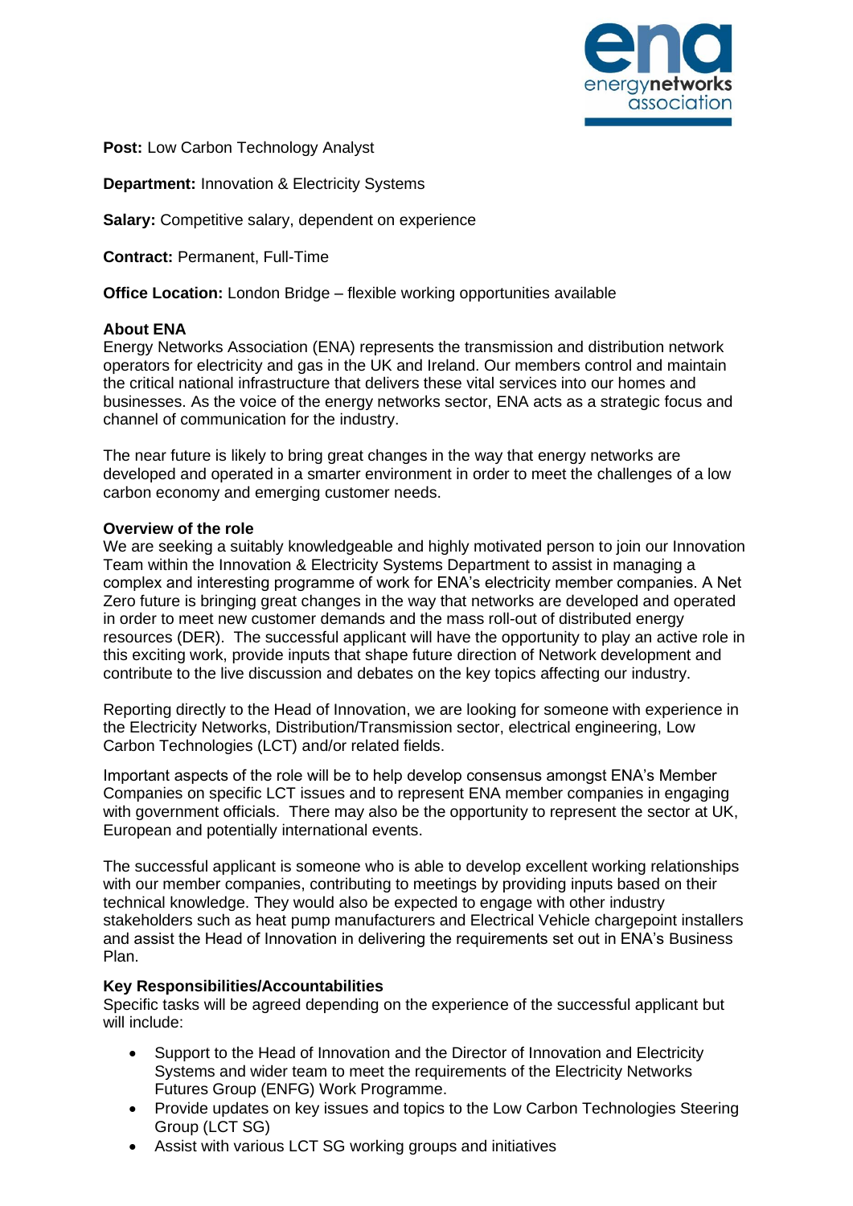**Post:** Low Carbon Technology Analyst

**Department:** Innovation & Electricity Systems

**Salary:** Competitive salary, dependent on experience

**Contract:** Permanent, Full-Time

**Office Location:** London Bridge – flexible working opportunities available

## About ENA

Energy Networks Association (ENA) represents the transmission and distribution network operators for electricity and gas in the UK and Ireland. Our members control and maintain the critical national infrastructure that delivers these vital services into our homes and businesses. As the voice of the energy networks sector, ENA acts as a strategic focus and channel of communication for the industry.

The near future is likely to bring great changes in the way that energy networks are developed and operated in a smarter environment in order to meet the challenges of a low carbon economy and emerging customer needs.

## Overview of the role

We are seeking a suitably knowledgeable and highly motivated person to join our Innovation Team within the Innovation & Electricity Systems Department to assist in managing a complex and interesting programme of work for ENA's electricity member companies. A Net Zero future is bringing great changes in the way that networks are developed and operated in order to meet new customer demands and the mass roll-out of distributed energy resources (DER). The successful applicant will have the opportunity to play an active role in this exciting work, provide inputs that shape future direction of Network development and contribute to the live discussion and debates on the key topics affecting our industry.

Reporting directly to the Head of Innovation, we are looking for someone with experience in the Electricity Networks, Distribution/Transmission sector, electrical engineering, Low Carbon Technologies (LCT) and/or related fields.

Important aspects of the role will be to help develop consensus amongst ENA's Member Companies on specific LCT issues and to represent ENA member companies in engaging with government officials. There may also be the opportunity to represent the sector at UK, European and potentially international events.

The successful applicant is someone who is able to develop excellent working relationships with our member companies, contributing to meetings by providing inputs based on their technical knowledge. They would also be expected to engage with other industry stakeholders such as heat pump manufacturers and Electrical Vehicle chargepoint installers and assist the Head of Innovation in delivering the requirements set out in ENA's Business Plan.

## Key Responsibilities/Accountabilities

Specific tasks will be agreed depending on the experience of the successful applicant but will include:

- Support to the Head of Innovation and the Director of Innovation and Electricity Systems and wider team to meet the requirements of the Electricity Networks Futures Group (ENFG) Work Programme.
- Provide updates on key issues and topics to the Low Carbon Technologies Steering Group (LCT SG)
- Assist with various LCT SG working groups and initiatives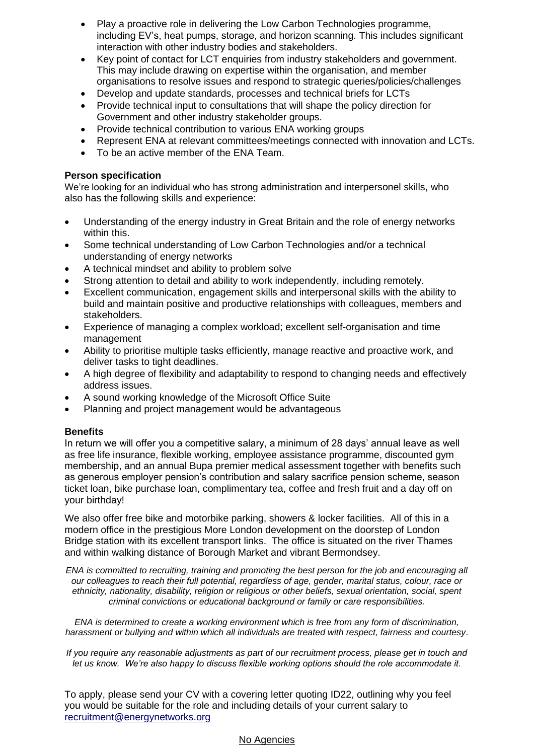- Play a proactive role in delivering the Low Carbon Technologies programme, including EV's, heat pumps, storage, and horizon scanning. This includes significant interaction with other industry bodies and stakeholders.
- Key point of contact for LCT enquiries from industry stakeholders and government. This may include drawing on expertise within the organisation, and member organisations to resolve issues and respond to strategic queries/policies/challenges
- Develop and update standards, processes and technical briefs for LCTs
- Provide technical input to consultations that will shape the policy direction for Government and other industry stakeholder groups.
- Provide technical contribution to various ENA working groups
- Represent ENA at relevant committees/meetings connected with innovation and LCTs.
- To be an active member of the ENA Team.

**Person specification**

We're looking for an individual who has strong administration and interpersonel skills, who also has the following skills and experience:

- Understanding of the energy industry in Great Britain and the role of energy networks within this.
- Some technical understanding of Low Carbon Technologies and/or a technical understanding of energy networks
- A technical mindset and ability to problem solve
- Strong attention to detail and ability to work independently, including remotely.
- Excellent communication, engagement skills and interpersonal skills with the ability to build and maintain positive and productive relationships with colleagues, members and stakeholders.
- Experience of managing a complex workload; excellent self-organisation and time management
- Ability to prioritise multiple tasks efficiently, manage reactive and proactive work, and deliver tasks to tight deadlines.
- A high degree of flexibility and adaptability to respond to changing needs and effectively address issues.
- A sound working knowledge of the Microsoft Office Suite
- Planning and project management would be advantageous

**Benefits**

In return we will offer you a competitive salary, a minimum of 28 days' annual leave as well as free life insurance, flexible working, employee assistance programme, discounted gym membership, and an annual Bupa premier medical assessment together with benefits such as generous employer pension's contribution and salary sacrifice pension scheme, season ticket loan, bike purchase loan, complimentary tea, coffee and fresh fruit and a day off on your birthday!

We also offer free bike and motorbike parking, showers & locker facilities. All of this in a modern office in the prestigious More London development on the doorstep of London Bridge station with its excellent transport links. The office is situated on the river Thames and within walking distance of Borough Market and vibrant Bermondsey.

*ENA is committed to recruiting, training and promoting the best person for the job and encouraging all our colleagues to reach their full potential, regardless of age, gender, marital status, colour, race or ethnicity, nationality, disability, religion or religious or other beliefs, sexual orientation, social, spent criminal convictions or educational background or family or care responsibilities.*

*ENA is determined to create a working environment which is free from any form of discrimination, harassment or bullying and within which all individuals are treated with respect, fairness and courtesy.*

*If you require any reasonable adjustments as part of our recruitment process, please get in touch and let us know. We're also happy to discuss flexible working options should the role accommodate it.*

To apply, please send your CV with a covering letter quoting ID22, outlining why you feel you would be suitable for the role and including details of your current salary to recruitment@energynetworks.org

No Agencies